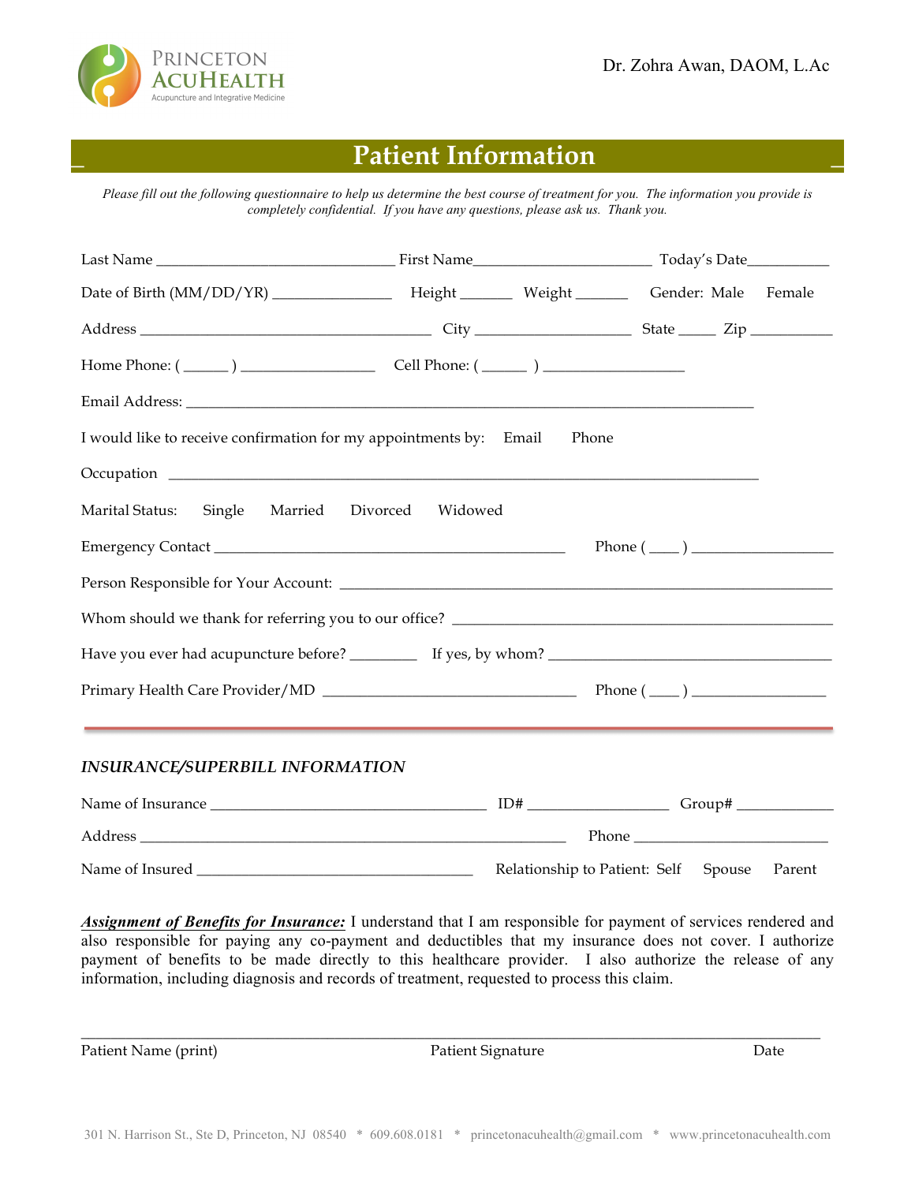PRINCETON ACUHEALTH
Acupuncture and Integrative Medicine

Dr. Zohra Awan, DAOM, L.Ac

# Patient Information

*Please fill out the following questionnaire to help us determine the best course of treatment for you. The information you provide is completely confidential. If you have any questions, please ask us. Thank you.*

Last Name ______________________________ First Name______________________ Today's Date__________

Date of Birth (MM/DD/YR) ______________ Height ______ Weight ______ Gender: Male Female

Address ____________________________________ City ___________________ State ____ Zip __________

Home Phone: ( _____ ) ________________ Cell Phone: ( _____ ) _________________

Email Address: ______________________________________________________________________

I would like to receive confirmation for my appointments by: Email Phone

Occupation _________________________________________________________________________

Marital Status: Single Married Divorced Widowed

Emergency Contact ____________________________________________ Phone ( ___ ) _________________

Person Responsible for Your Account: _____________________________________________________________

Whom should we thank for referring you to our office? ________________________________________________

Have you ever had acupuncture before? ________ If yes, by whom? ___________________________________

Primary Health Care Provider/MD _______________________________ Phone ( ___ ) ________________

---

### *INSURANCE/SUPERBILL INFORMATION*

Name of Insurance __________________________________ ID# _________________ Group# ____________

Address _____________________________________________________ Phone ________________________

Name of Insured __________________________________ Relationship to Patient: Self Spouse Parent

***Assignment of Benefits for Insurance:*** I understand that I am responsible for payment of services rendered and also responsible for paying any co-payment and deductibles that my insurance does not cover. I authorize payment of benefits to be made directly to this healthcare provider. I also authorize the release of any information, including diagnosis and records of treatment, requested to process this claim.

_____________________________________________________________________________________

Patient Name (print) Patient Signature Date

301 N. Harrison St., Ste D, Princeton, NJ 08540 * 609.608.0181 * princetonacuhealth@gmail.com * www.princetonacuhealth.com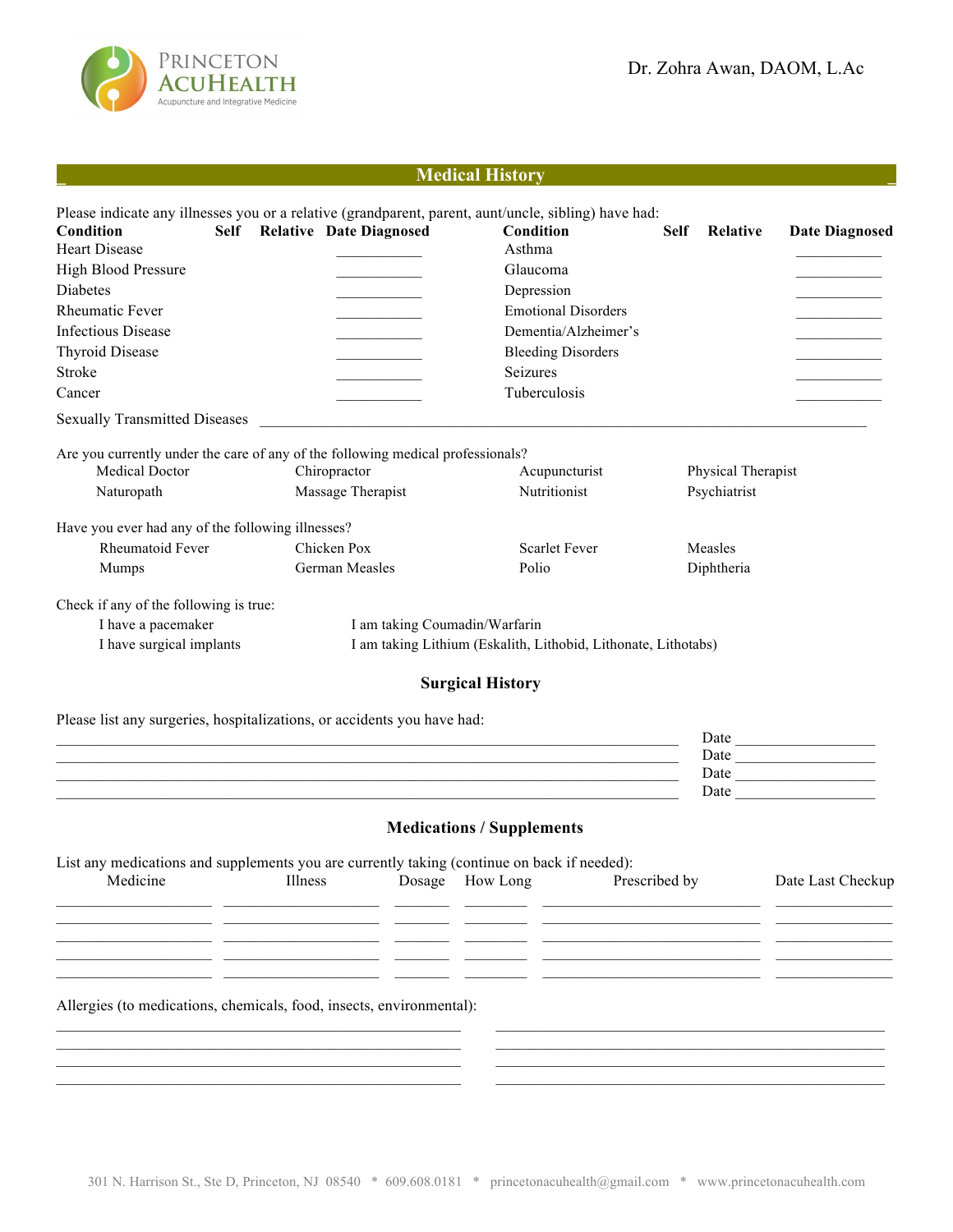Princeton AcuHealth
Acupuncture and Integrative Medicine

Dr. Zohra Awan, DAOM, L.Ac

## Medical History

Please indicate any illnesses you or a relative (grandparent, parent, aunt/uncle, sibling) have had:

| Condition | Self | Relative | Date Diagnosed | Condition | Self | Relative | Date Diagnosed |
|---|---|---|---|---|---|---|---|
| Heart Disease | | | ___________ | Asthma | | | ___________ |
| High Blood Pressure | | | ___________ | Glaucoma | | | ___________ |
| Diabetes | | | ___________ | Depression | | | ___________ |
| Rheumatic Fever | | | ___________ | Emotional Disorders | | | ___________ |
| Infectious Disease | | | ___________ | Dementia/Alzheimer's | | | ___________ |
| Thyroid Disease | | | ___________ | Bleeding Disorders | | | ___________ |
| Stroke | | | ___________ | Seizures | | | ___________ |
| Cancer | | | ___________ | Tuberculosis | | | ___________ |

Sexually Transmitted Diseases ________________________________________________________________

Are you currently under the care of any of the following medical professionals?

| | | | |
|---|---|---|---|
| Medical Doctor | Chiropractor | Acupuncturist | Physical Therapist |
| Naturopath | Massage Therapist | Nutritionist | Psychiatrist |

Have you ever had any of the following illnesses?

| | | | |
|---|---|---|---|
| Rheumatoid Fever | Chicken Pox | Scarlet Fever | Measles |
| Mumps | German Measles | Polio | Diphtheria |

Check if any of the following is true:

| | |
|---|---|
| I have a pacemaker | I am taking Coumadin/Warfarin |
| I have surgical implants | I am taking Lithium (Eskalith, Lithobid, Lithonate, Lithotabs) |

### Surgical History

Please list any surgeries, hospitalizations, or accidents you have had:

___________________________________________________________________________ Date _________________
___________________________________________________________________________ Date _________________
___________________________________________________________________________ Date _________________
___________________________________________________________________________ Date _________________

### Medications / Supplements

List any medications and supplements you are currently taking (continue on back if needed):

| Medicine | Illness | Dosage | How Long | Prescribed by | Date Last Checkup |
|---|---|---|---|---|---|
| | | | | | |
| | | | | | |
| | | | | | |
| | | | | | |
| | | | | | |

Allergies (to medications, chemicals, food, insects, environmental):

_____________________________________________ _____________________________________________
_____________________________________________ _____________________________________________
_____________________________________________ _____________________________________________
_____________________________________________ _____________________________________________

301 N. Harrison St., Ste D, Princeton, NJ 08540 * 609.608.0181 * princetonacuhealth@gmail.com * www.princetonacuhealth.com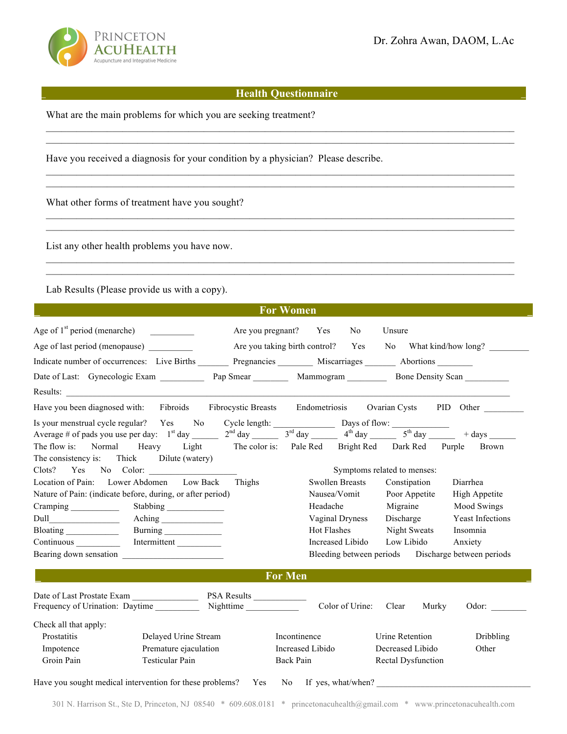PRINCETON ACUHEALTH
Acupuncture and Integrative Medicine

Dr. Zohra Awan, DAOM, L.Ac

## Health Questionnaire

What are the main problems for which you are seeking treatment?

___________________________________________________________________________

___________________________________________________________________________

Have you received a diagnosis for your condition by a physician? Please describe.

___________________________________________________________________________

___________________________________________________________________________

What other forms of treatment have you sought?

___________________________________________________________________________

___________________________________________________________________________

List any other health problems you have now.

___________________________________________________________________________

___________________________________________________________________________

Lab Results (Please provide us with a copy).

## For Women

Age of 1st period (menarche) __________ Are you pregnant? Yes No Unsure

Age of last period (menopause) __________ Are you taking birth control? Yes No What kind/how long? _________

Indicate number of occurrences: Live Births _______ Pregnancies ________ Miscarriages _______ Abortions ________

Date of Last: Gynecologic Exam __________ Pap Smear ________ Mammogram _________ Bone Density Scan __________

Results: ___________________________________________________________________________

Have you been diagnosed with: Fibroids Fibrocystic Breasts Endometriosis Ovarian Cysts PID Other _________

Is your menstrual cycle regular? Yes No Cycle length: ______________ Days of flow: _____________

Average # of pads you use per day: 1st day ______ 2nd day ______ 3rd day ______ 4th day ______ 5th day ______ + days ______

The flow is: Normal Heavy Light The color is: Pale Red Bright Red Dark Red Purple Brown

The consistency is: Thick Dilute (watery)

Clots? Yes No Color: ___________________

Location of Pain: Lower Abdomen Low Back Thighs

Nature of Pain: (indicate before, during, or after period)

Cramping ___________ Stabbing _____________

Dull________________ Aching ______________

Bloating ____________ Burning _____________

Continuous __________ Intermittent __________

Bearing down sensation ______________________

Symptoms related to menses:

Swollen Breasts Constipation Diarrhea

Nausea/Vomit Poor Appetite High Appetite

Headache Migraine Mood Swings

Vaginal Dryness Discharge Yeast Infections

Hot Flashes Night Sweats Insomnia

Increased Libido Low Libido Anxiety

Bleeding between periods Discharge between periods

## For Men

Date of Last Prostate Exam ______________ PSA Results ____________

Frequency of Urination: Daytime __________ Nighttime ____________ Color of Urine: Clear Murky Odor: ________

Check all that apply:

Prostatitis Delayed Urine Stream Incontinence Urine Retention Dribbling

Impotence Premature ejaculation Increased Libido Decreased Libido Other

Groin Pain Testicular Pain Back Pain Rectal Dysfunction

Have you sought medical intervention for these problems? Yes No If yes, what/when? ______________________________

301 N. Harrison St., Ste D, Princeton, NJ 08540 * 609.608.0181 * princetonacuhealth@gmail.com * www.princetonacuhealth.com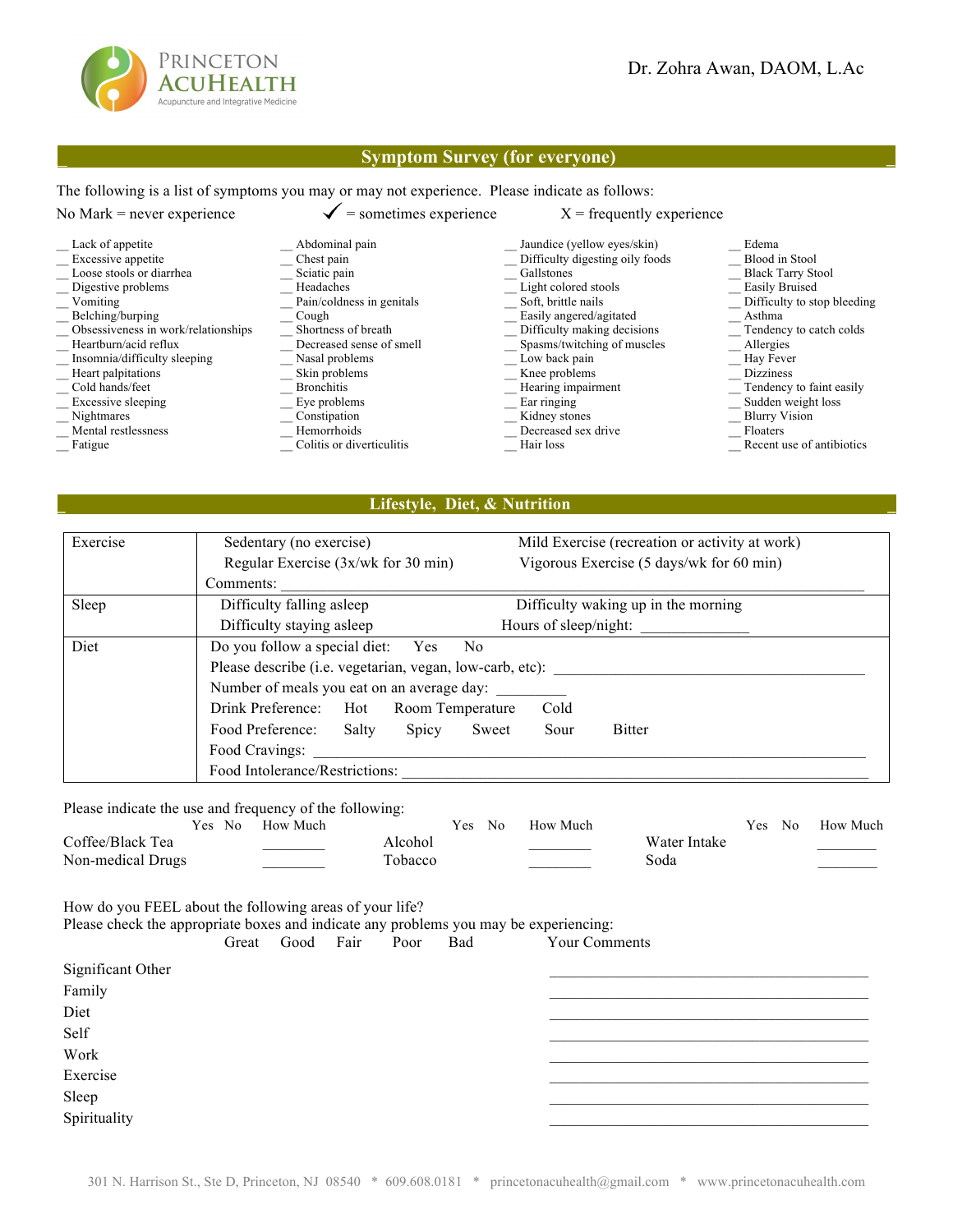Princeton AcuHealth
Acupuncture and Integrative Medicine

Dr. Zohra Awan, DAOM, L.Ac

## Symptom Survey (for everyone)

The following is a list of symptoms you may or may not experience. Please indicate as follows:

No Mark = never experience ✓ = sometimes experience X = frequently experience

__ Lack of appetite
__ Excessive appetite
__ Loose stools or diarrhea
__ Digestive problems
__ Vomiting
__ Belching/burping
__ Obsessiveness in work/relationships
__ Heartburn/acid reflux
__ Insomnia/difficulty sleeping
__ Heart palpitations
__ Cold hands/feet
__ Excessive sleeping
__ Nightmares
__ Mental restlessness
__ Fatigue

__ Abdominal pain
__ Chest pain
__ Sciatic pain
__ Headaches
__ Pain/coldness in genitals
__ Cough
__ Shortness of breath
__ Decreased sense of smell
__ Nasal problems
__ Skin problems
__ Bronchitis
__ Eye problems
__ Constipation
__ Hemorrhoids
__ Colitis or diverticulitis

__ Jaundice (yellow eyes/skin)
__ Difficulty digesting oily foods
__ Gallstones
__ Light colored stools
__ Soft, brittle nails
__ Easily angered/agitated
__ Difficulty making decisions
__ Spasms/twitching of muscles
__ Low back pain
__ Knee problems
__ Hearing impairment
__ Ear ringing
__ Kidney stones
__ Decreased sex drive
__ Hair loss

__ Edema
__ Blood in Stool
__ Black Tarry Stool
__ Easily Bruised
__ Difficulty to stop bleeding
__ Asthma
__ Tendency to catch colds
__ Allergies
__ Hay Fever
__ Dizziness
__ Tendency to faint easily
__ Sudden weight loss
__ Blurry Vision
__ Floaters
__ Recent use of antibiotics

## Lifestyle, Diet, & Nutrition

| | |
|---|---|
| Exercise | Sedentary (no exercise) Mild Exercise (recreation or activity at work)<br>Regular Exercise (3x/wk for 30 min) Vigorous Exercise (5 days/wk for 60 min)<br>Comments: ________________ |
| Sleep | Difficulty falling asleep Difficulty waking up in the morning<br>Difficulty staying asleep Hours of sleep/night: ______________ |
| Diet | Do you follow a special diet: Yes No<br>Please describe (i.e. vegetarian, vegan, low-carb, etc): ________________<br>Number of meals you eat on an average day: _________<br>Drink Preference: Hot Room Temperature Cold<br>Food Preference: Salty Spicy Sweet Sour Bitter<br>Food Cravings: ________________<br>Food Intolerance/Restrictions: ________________ |

Please indicate the use and frequency of the following:

| | Yes | No | How Much | | Yes | No | How Much | | Yes | No | How Much |
|---|---|---|---|---|---|---|---|---|---|---|---|
| Coffee/Black Tea | | | ________ | Alcohol | | | ________ | Water Intake | | | ________ |
| Non-medical Drugs | | | ________ | Tobacco | | | ________ | Soda | | | ________ |

How do you FEEL about the following areas of your life?
Please check the appropriate boxes and indicate any problems you may be experiencing:

| | Great | Good | Fair | Poor | Bad | Your Comments |
|---|---|---|---|---|---|---|
| Significant Other | | | | | | ________________ |
| Family | | | | | | ________________ |
| Diet | | | | | | ________________ |
| Self | | | | | | ________________ |
| Work | | | | | | ________________ |
| Exercise | | | | | | ________________ |
| Sleep | | | | | | ________________ |
| Spirituality | | | | | | ________________ |

301 N. Harrison St., Ste D, Princeton, NJ 08540 * 609.608.0181 * princetonacuhealth@gmail.com * www.princetonacuhealth.com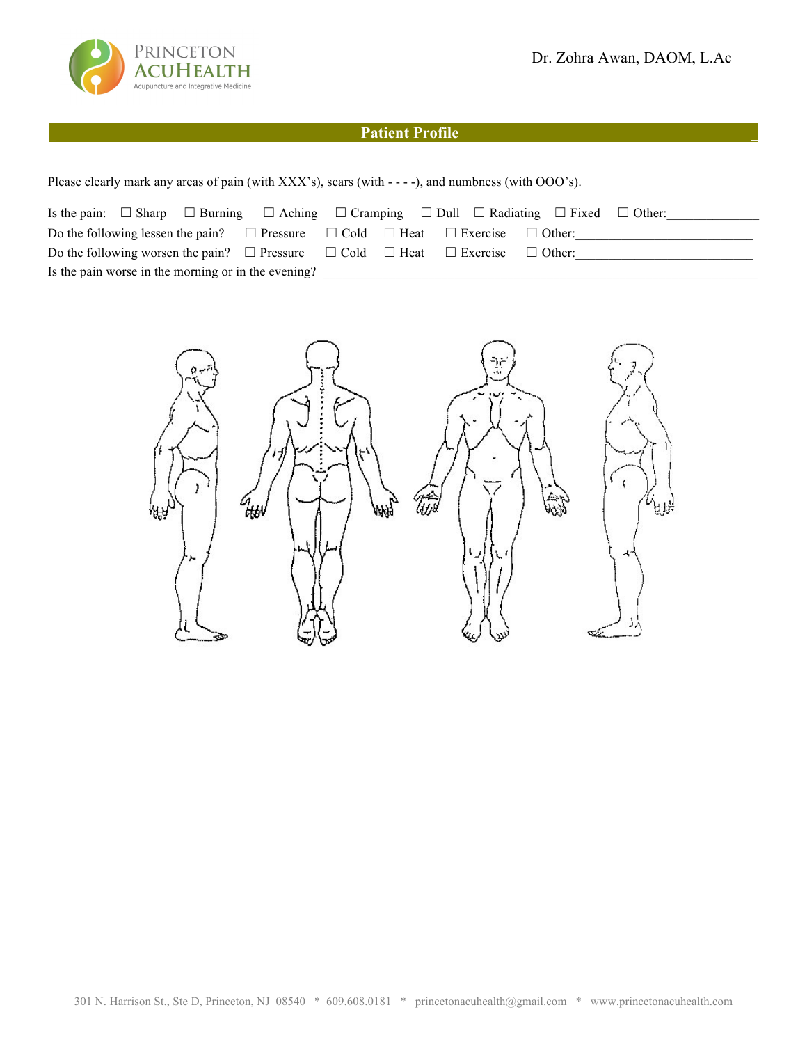Dr. Zohra Awan, DAOM, L.Ac

## Patient Profile

Please clearly mark any areas of pain (with XXX's), scars (with - - - -), and numbness (with OOO's).

Is the pain: ☐ Sharp ☐ Burning ☐ Aching ☐ Cramping ☐ Dull ☐ Radiating ☐ Fixed ☐ Other:_____________

Do the following lessen the pain? ☐ Pressure ☐ Cold ☐ Heat ☐ Exercise ☐ Other:_________________________

Do the following worsen the pain? ☐ Pressure ☐ Cold ☐ Heat ☐ Exercise ☐ Other:_________________________

Is the pain worse in the morning or in the evening? _____________________________________________________________

301 N. Harrison St., Ste D, Princeton, NJ 08540 * 609.608.0181 * princetonacuhealth@gmail.com * www.princetonacuhealth.com